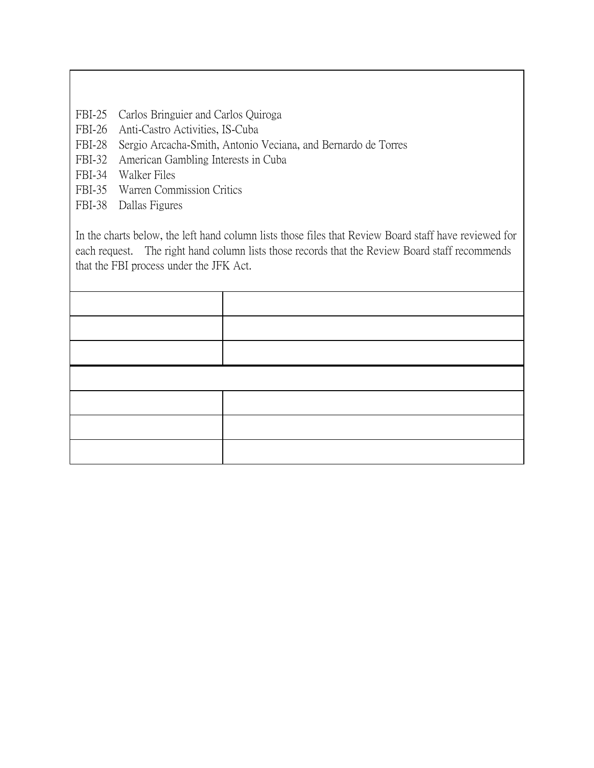FBI-25 Carlos Bringuier and Carlos Quiroga
FBI-26 Anti-Castro Activities, IS-Cuba
FBI-28 Sergio Arcacha-Smith, Antonio Veciana, and Bernardo de Torres
FBI-32 American Gambling Interests in Cuba
FBI-34 Walker Files
FBI-35 Warren Commission Critics
FBI-38 Dallas Figures

In the charts below, the left hand column lists those files that Review Board staff have reviewed for each request. The right hand column lists those records that the Review Board staff recommends that the FBI process under the JFK Act.

| | |
|---|---|
| | |
| | |
| | |
| | |
| | |
| | |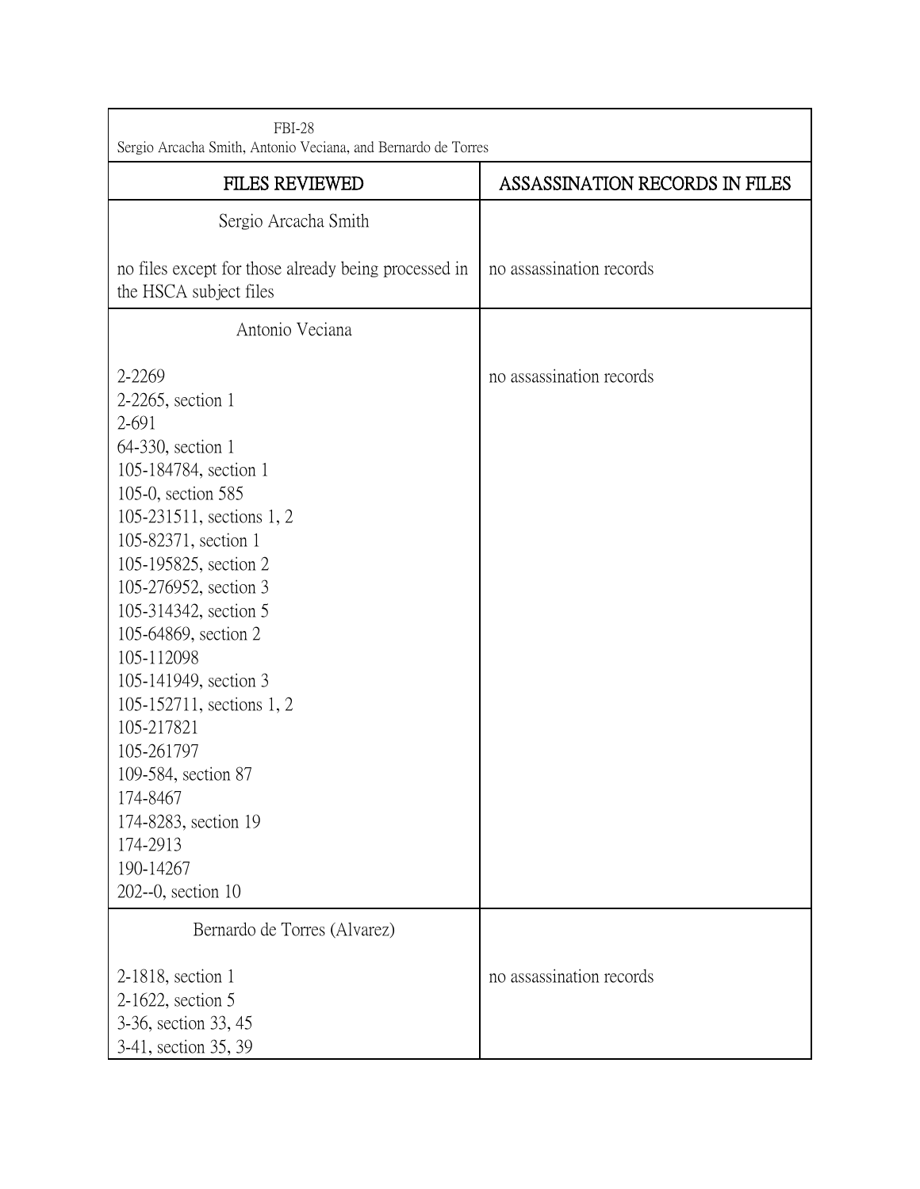| FBI-28<br>Sergio Arcacha Smith, Antonio Veciana, and Bernardo de Torres | |
|---|---|
| **FILES REVIEWED** | **ASSASSINATION RECORDS IN FILES** |
| Sergio Arcacha Smith<br><br>no files except for those already being processed in the HSCA subject files | no assassination records |
| Antonio Veciana<br><br>2-2269<br>2-2265, section 1<br>2-691<br>64-330, section 1<br>105-184784, section 1<br>105-0, section 585<br>105-231511, sections 1, 2<br>105-82371, section 1<br>105-195825, section 2<br>105-276952, section 3<br>105-314342, section 5<br>105-64869, section 2<br>105-112098<br>105-141949, section 3<br>105-152711, sections 1, 2<br>105-217821<br>105-261797<br>109-584, section 87<br>174-8467<br>174-8283, section 19<br>174-2913<br>190-14267<br>202--0, section 10 | no assassination records |
| Bernardo de Torres (Alvarez)<br><br>2-1818, section 1<br>2-1622, section 5<br>3-36, section 33, 45<br>3-41, section 35, 39 | no assassination records |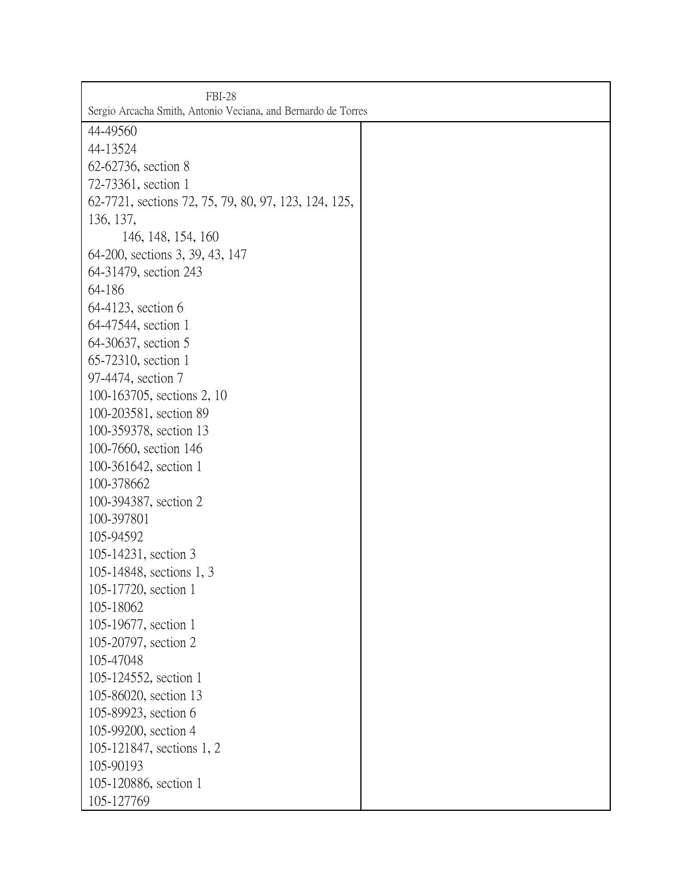| FBI-28<br>Sergio Arcacha Smith, Antonio Veciana, and Bernardo de Torres | |
|---|---|
| 44-49560<br>44-13524<br>62-62736, section 8<br>72-73361, section 1<br>62-7721, sections 72, 75, 79, 80, 97, 123, 124, 125, 136, 137,<br>146, 148, 154, 160<br>64-200, sections 3, 39, 43, 147<br>64-31479, section 243<br>64-186<br>64-4123, section 6<br>64-47544, section 1<br>64-30637, section 5<br>65-72310, section 1<br>97-4474, section 7<br>100-163705, sections 2, 10<br>100-203581, section 89<br>100-359378, section 13<br>100-7660, section 146<br>100-361642, section 1<br>100-378662<br>100-394387, section 2<br>100-397801<br>105-94592<br>105-14231, section 3<br>105-14848, sections 1, 3<br>105-17720, section 1<br>105-18062<br>105-19677, section 1<br>105-20797, section 2<br>105-47048<br>105-124552, section 1<br>105-86020, section 13<br>105-89923, section 6<br>105-99200, section 4<br>105-121847, sections 1, 2<br>105-90193<br>105-120886, section 1<br>105-127769 | |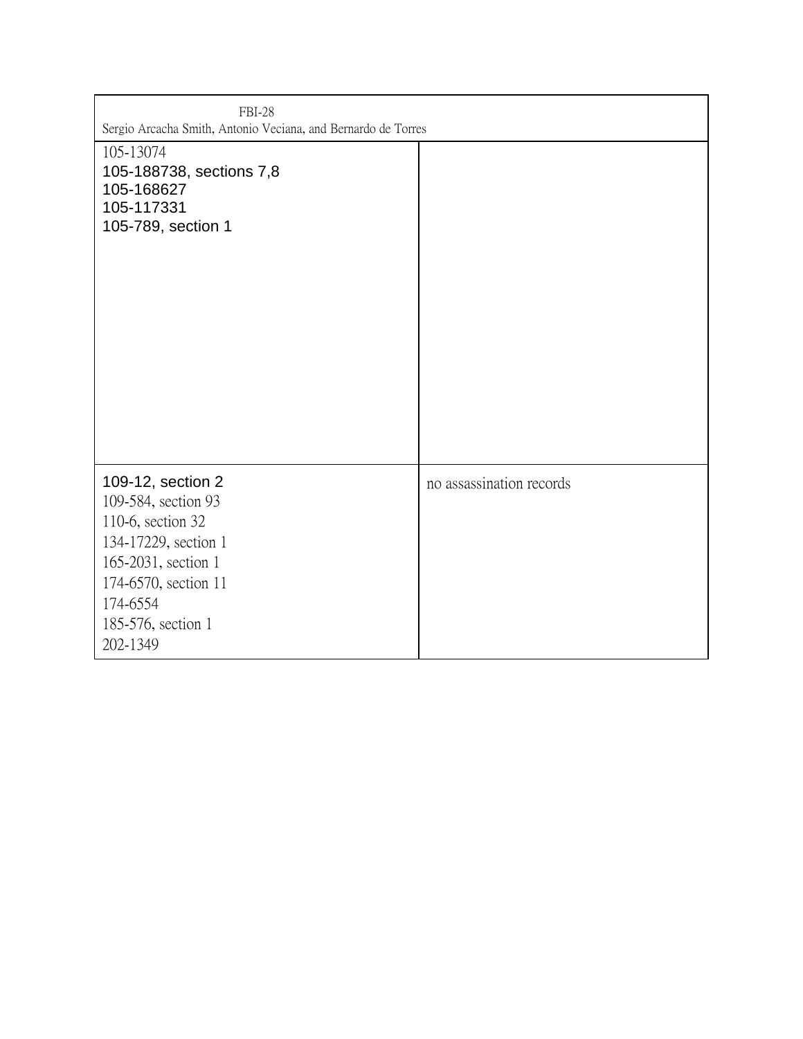| FBI-28<br>Sergio Arcacha Smith, Antonio Veciana, and Bernardo de Torres | |
|---|---|
| 105-13074<br>105-188738, sections 7,8<br>105-168627<br>105-117331<br>105-789, section 1 | |
| 109-12, section 2<br>109-584, section 93<br>110-6, section 32<br>134-17229, section 1<br>165-2031, section 1<br>174-6570, section 11<br>174-6554<br>185-576, section 1<br>202-1349 | no assassination records |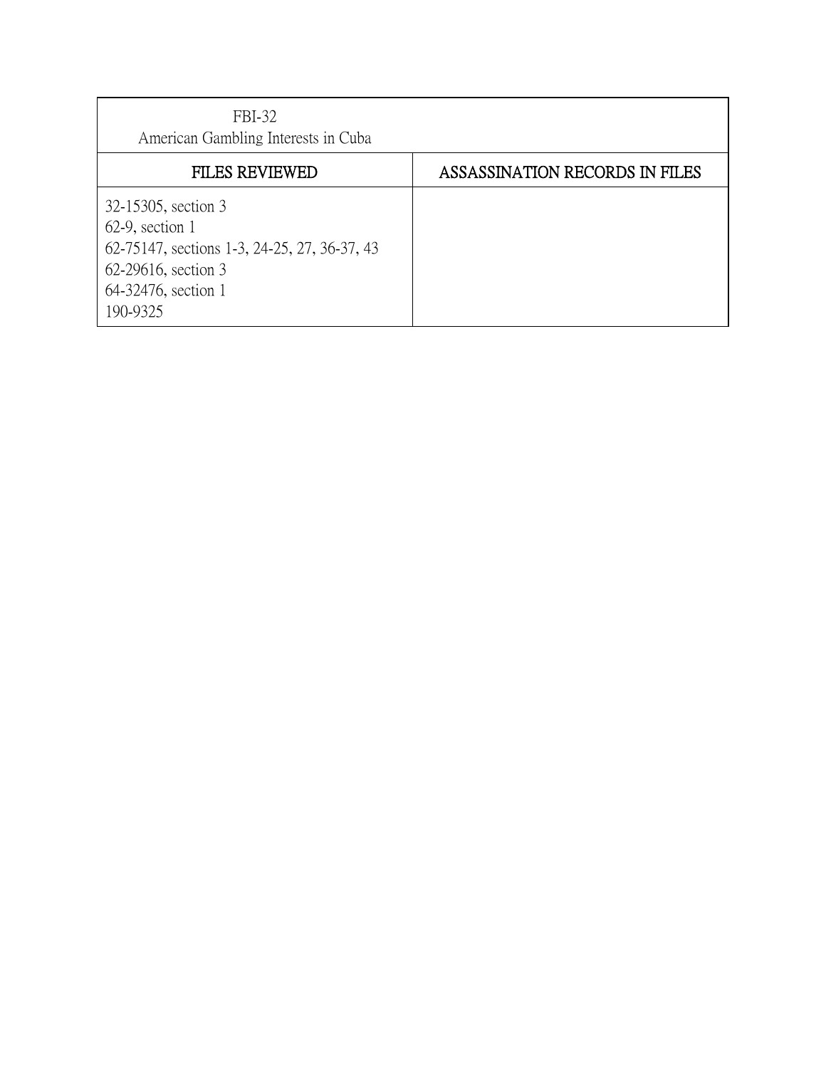| FBI-32<br>American Gambling Interests in Cuba | |
| --- | --- |
| FILES REVIEWED | ASSASSINATION RECORDS IN FILES |
| 32-15305, section 3<br>62-9, section 1<br>62-75147, sections 1-3, 24-25, 27, 36-37, 43<br>62-29616, section 3<br>64-32476, section 1<br>190-9325 | |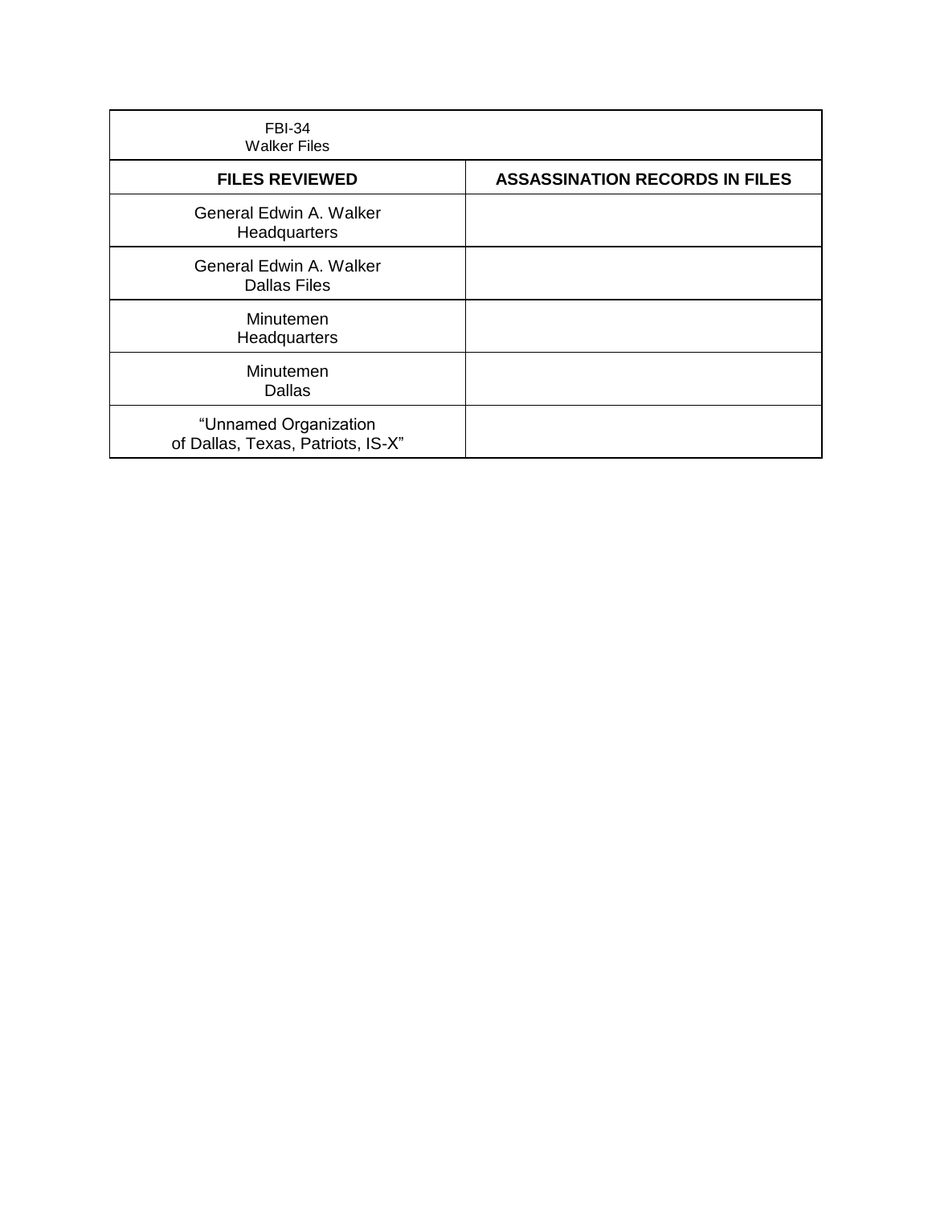| FBI-34<br>Walker Files | |
|---|---|
| **FILES REVIEWED** | **ASSASSINATION RECORDS IN FILES** |
| General Edwin A. Walker<br>Headquarters | |
| General Edwin A. Walker<br>Dallas Files | |
| Minutemen<br>Headquarters | |
| Minutemen<br>Dallas | |
| "Unnamed Organization<br>of Dallas, Texas, Patriots, IS-X" | |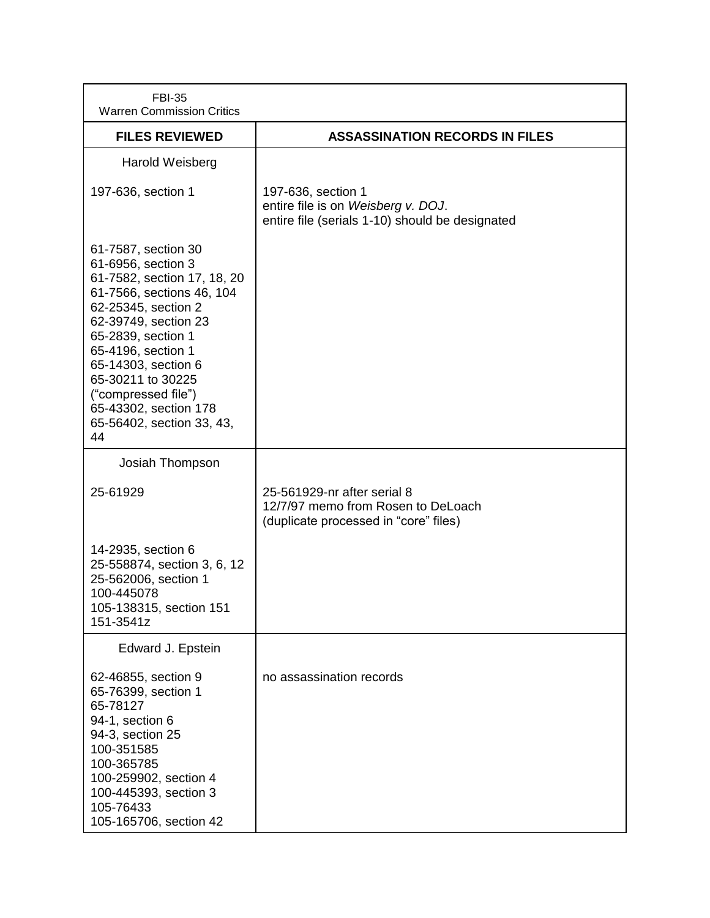FBI-35
Warren Commission Critics

| FILES REVIEWED | ASSASSINATION RECORDS IN FILES |
|---|---|
| Harold Weisberg | |
| 197-636, section 1 | 197-636, section 1<br>entire file is on *Weisberg v. DOJ*.<br>entire file (serials 1-10) should be designated |
| 61-7587, section 30<br>61-6956, section 3<br>61-7582, section 17, 18, 20<br>61-7566, sections 46, 104<br>62-25345, section 2<br>62-39749, section 23<br>65-2839, section 1<br>65-4196, section 1<br>65-14303, section 6<br>65-30211 to 30225<br>("compressed file")<br>65-43302, section 178<br>65-56402, section 33, 43, 44 | |
| Josiah Thompson | |
| 25-61929 | 25-561929-nr after serial 8<br>12/7/97 memo from Rosen to DeLoach<br>(duplicate processed in "core" files) |
| 14-2935, section 6<br>25-558874, section 3, 6, 12<br>25-562006, section 1<br>100-445078<br>105-138315, section 151<br>151-3541z | |
| Edward J. Epstein | |
| 62-46855, section 9<br>65-76399, section 1<br>65-78127<br>94-1, section 6<br>94-3, section 25<br>100-351585<br>100-365785<br>100-259902, section 4<br>100-445393, section 3<br>105-76433<br>105-165706, section 42 | no assassination records |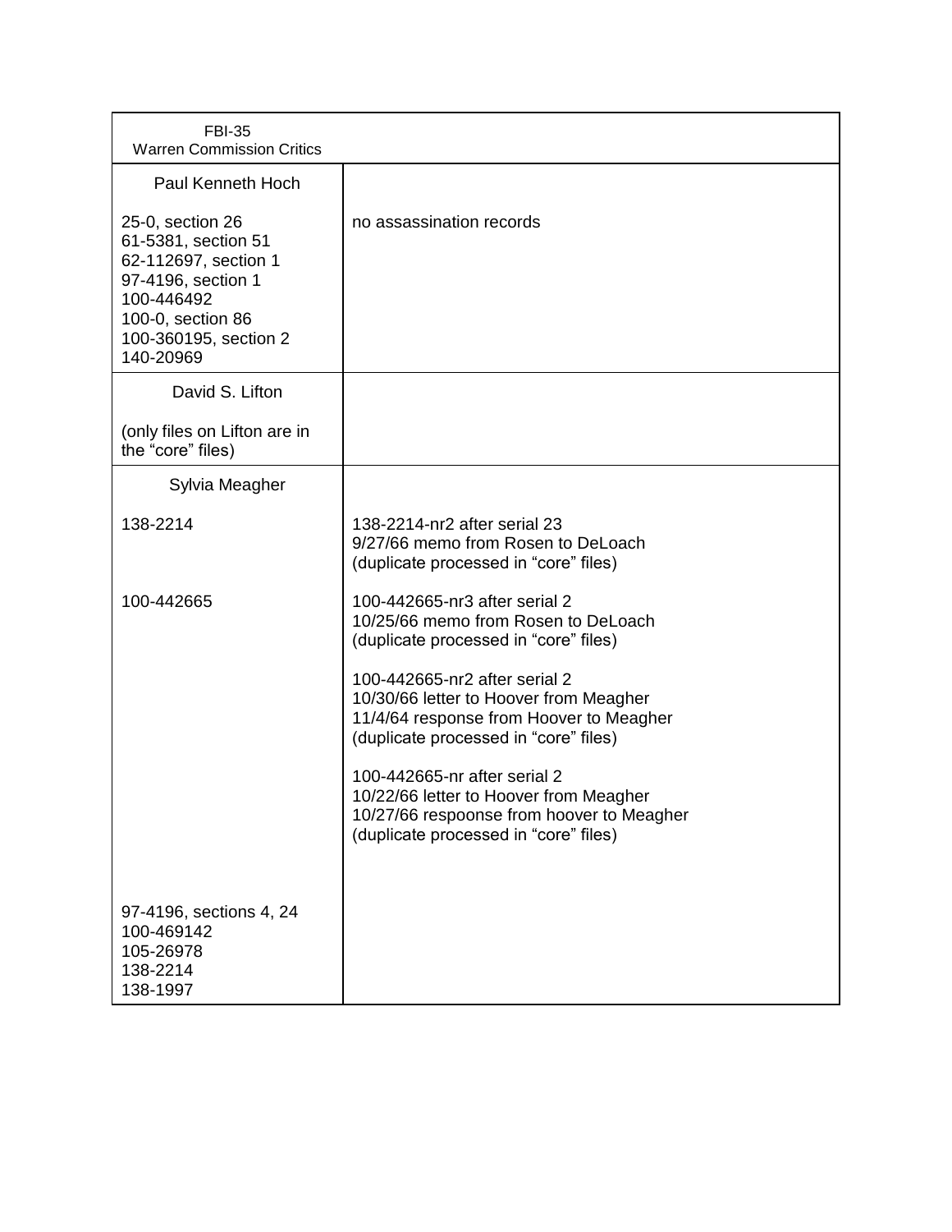| FBI-35<br>Warren Commission Critics | |
|---|---|
| Paul Kenneth Hoch<br><br>25-0, section 26<br>61-5381, section 51<br>62-112697, section 1<br>97-4196, section 1<br>100-446492<br>100-0, section 86<br>100-360195, section 2<br>140-20969 | no assassination records |
| David S. Lifton<br><br>(only files on Lifton are in the "core" files) | |
| Sylvia Meagher<br><br>138-2214<br><br>100-442665<br><br>97-4196, sections 4, 24<br>100-469142<br>105-26978<br>138-2214<br>138-1997 | 138-2214-nr2 after serial 23<br>9/27/66 memo from Rosen to DeLoach<br>(duplicate processed in "core" files)<br><br>100-442665-nr3 after serial 2<br>10/25/66 memo from Rosen to DeLoach<br>(duplicate processed in "core" files)<br><br>100-442665-nr2 after serial 2<br>10/30/66 letter to Hoover from Meagher<br>11/4/64 response from Hoover to Meagher<br>(duplicate processed in "core" files)<br><br>100-442665-nr after serial 2<br>10/22/66 letter to Hoover from Meagher<br>10/27/66 respoonse from hoover to Meagher<br>(duplicate processed in "core" files) |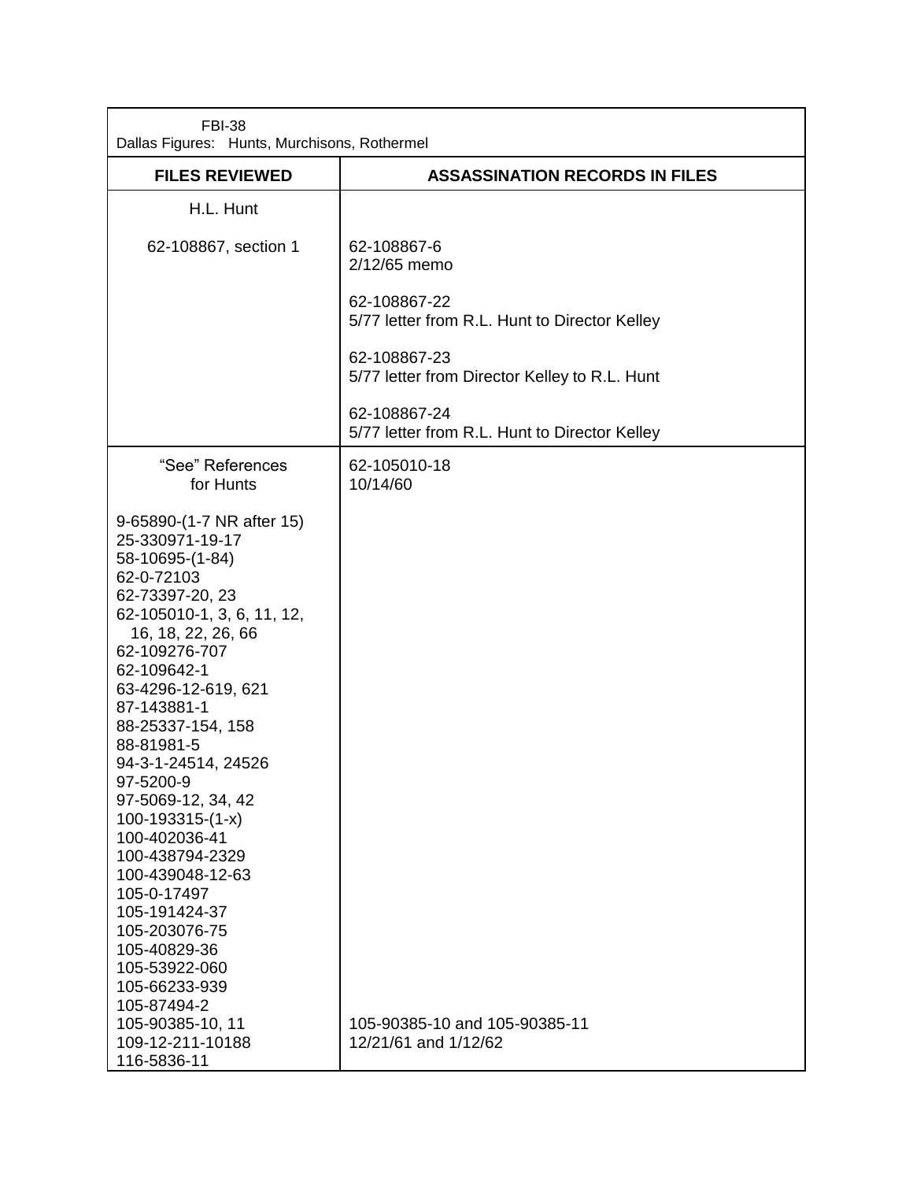FBI-38
Dallas Figures: Hunts, Murchisons, Rothermel

| FILES REVIEWED | ASSASSINATION RECORDS IN FILES |
|---|---|
| H.L. Hunt<br><br>62-108867, section 1 | 62-108867-6<br>2/12/65 memo<br><br>62-108867-22<br>5/77 letter from R.L. Hunt to Director Kelley<br><br>62-108867-23<br>5/77 letter from Director Kelley to R.L. Hunt<br><br>62-108867-24<br>5/77 letter from R.L. Hunt to Director Kelley |
| "See" References for Hunts<br><br>9-65890-(1-7 NR after 15)<br>25-330971-19-17<br>58-10695-(1-84)<br>62-0-72103<br>62-73397-20, 23<br>62-105010-1, 3, 6, 11, 12, 16, 18, 22, 26, 66<br>62-109276-707<br>62-109642-1<br>63-4296-12-619, 621<br>87-143881-1<br>88-25337-154, 158<br>88-81981-5<br>94-3-1-24514, 24526<br>97-5200-9<br>97-5069-12, 34, 42<br>100-193315-(1-x)<br>100-402036-41<br>100-438794-2329<br>100-439048-12-63<br>105-0-17497<br>105-191424-37<br>105-203076-75<br>105-40829-36<br>105-53922-060<br>105-66233-939<br>105-87494-2<br>105-90385-10, 11<br>109-12-211-10188<br>116-5836-11 | 62-105010-18<br>10/14/60<br><br>105-90385-10 and 105-90385-11<br>12/21/61 and 1/12/62 |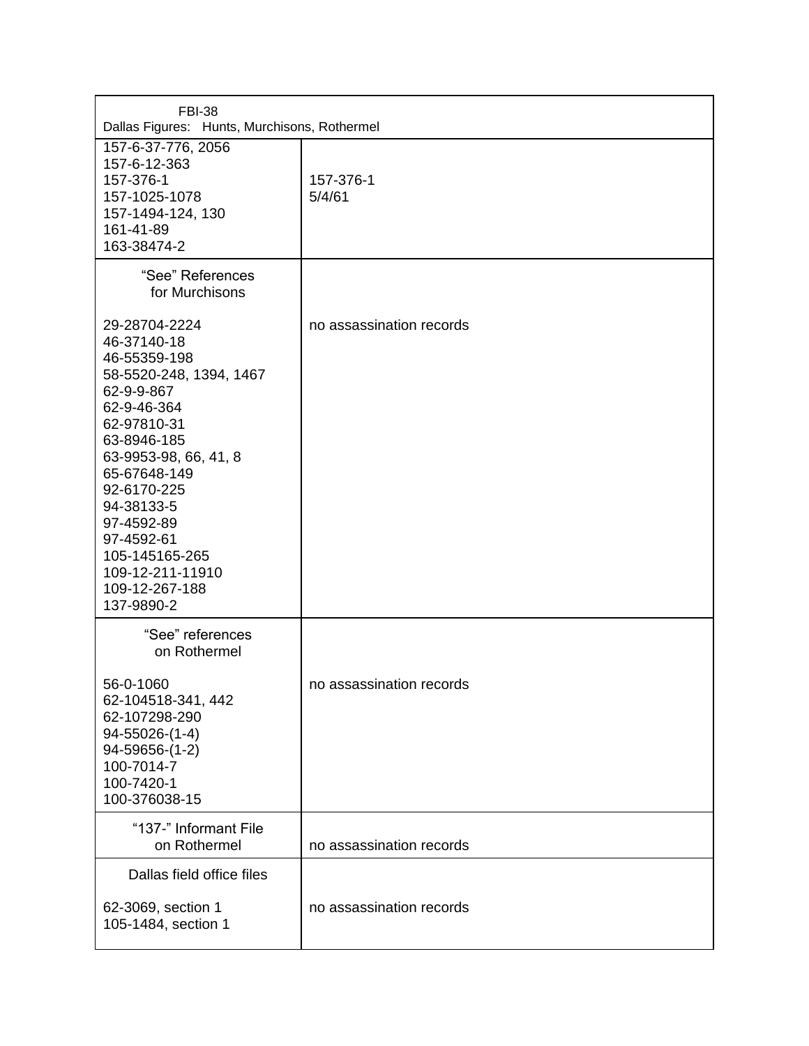| FBI-38<br>Dallas Figures: Hunts, Murchisons, Rothermel | |
|---|---|
| 157-6-37-776, 2056<br>157-6-12-363<br>157-376-1<br>157-1025-1078<br>157-1494-124, 130<br>161-41-89<br>163-38474-2 | 157-376-1<br>5/4/61 |
| "See" References<br>for Murchisons<br><br>29-28704-2224<br>46-37140-18<br>46-55359-198<br>58-5520-248, 1394, 1467<br>62-9-9-867<br>62-9-46-364<br>62-97810-31<br>63-8946-185<br>63-9953-98, 66, 41, 8<br>65-67648-149<br>92-6170-225<br>94-38133-5<br>97-4592-89<br>97-4592-61<br>105-145165-265<br>109-12-211-11910<br>109-12-267-188<br>137-9890-2 | no assassination records |
| "See" references<br>on Rothermel<br><br>56-0-1060<br>62-104518-341, 442<br>62-107298-290<br>94-55026-(1-4)<br>94-59656-(1-2)<br>100-7014-7<br>100-7420-1<br>100-376038-15 | no assassination records |
| "137-" Informant File<br>on Rothermel | no assassination records |
| Dallas field office files<br><br>62-3069, section 1<br>105-1484, section 1 | no assassination records |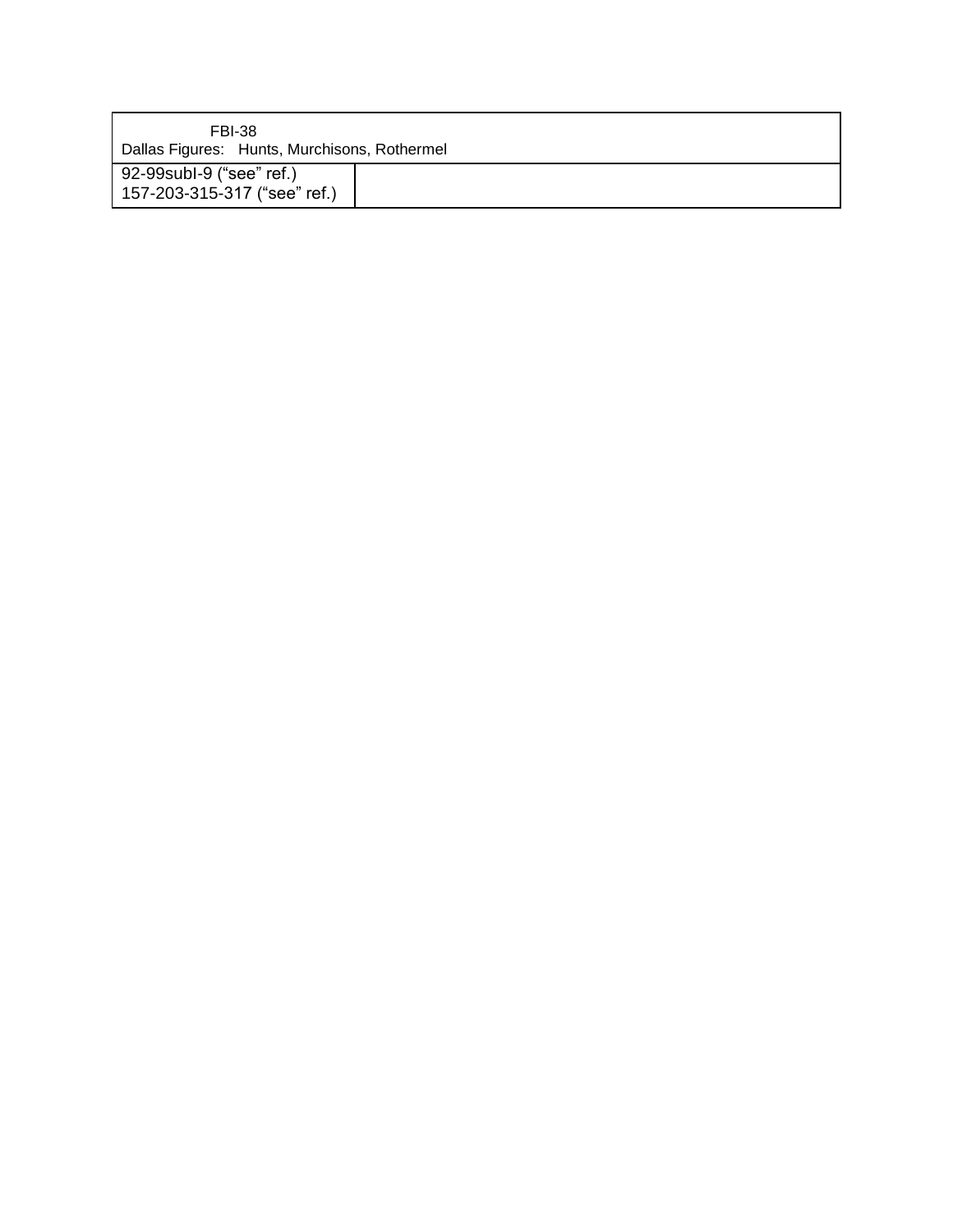| FBI-38<br>Dallas Figures: Hunts, Murchisons, Rothermel | |
|---|---|
| 92-99subI-9 (“see” ref.)<br>157-203-315-317 (“see” ref.) | |